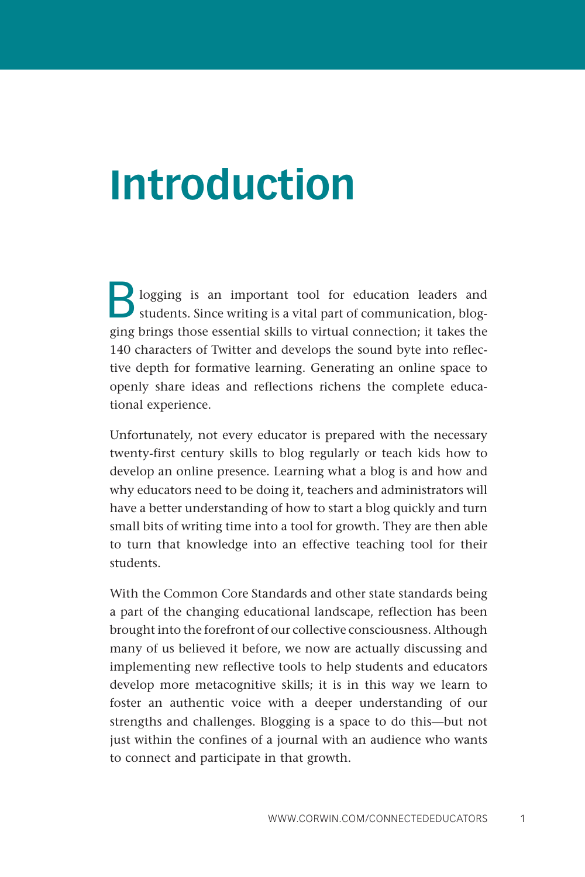# Introduction

Blogging is an important tool for education leaders and students. Since writing is a vital part of communication, blogging brings those essential skills to virtual connection; it takes the 140 characters of Twitter and develops the sound byte into reflective depth for formative learning. Generating an online space to openly share ideas and reflections richens the complete educational experience.

Unfortunately, not every educator is prepared with the necessary twenty-first century skills to blog regularly or teach kids how to develop an online presence. Learning what a blog is and how and why educators need to be doing it, teachers and administrators will have a better understanding of how to start a blog quickly and turn small bits of writing time into a tool for growth. They are then able to turn that knowledge into an effective teaching tool for their students.

With the Common Core Standards and other state standards being a part of the changing educational landscape, reflection has been brought into the forefront of our collective consciousness. Although many of us believed it before, we now are actually discussing and implementing new reflective tools to help students and educators develop more metacognitive skills; it is in this way we learn to foster an authentic voice with a deeper understanding of our strengths and challenges. Blogging is a space to do this—but not just within the confines of a journal with an audience who wants to connect and participate in that growth.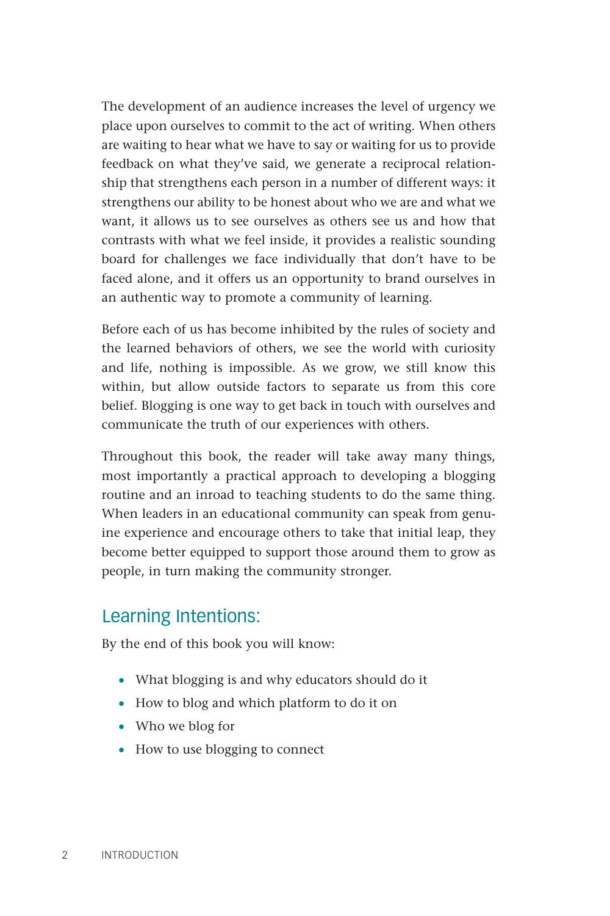The development of an audience increases the level of urgency we place upon ourselves to commit to the act of writing. When others are waiting to hear what we have to say or waiting for us to provide feedback on what they've said, we generate a reciprocal relationship that strengthens each person in a number of different ways: it strengthens our ability to be honest about who we are and what we want, it allows us to see ourselves as others see us and how that contrasts with what we feel inside, it provides a realistic sounding board for challenges we face individually that don't have to be faced alone, and it offers us an opportunity to brand ourselves in an authentic way to promote a community of learning.

Before each of us has become inhibited by the rules of society and the learned behaviors of others, we see the world with curiosity and life, nothing is impossible. As we grow, we still know this within, but allow outside factors to separate us from this core belief. Blogging is one way to get back in touch with ourselves and communicate the truth of our experiences with others.

Throughout this book, the reader will take away many things, most importantly a practical approach to developing a blogging routine and an inroad to teaching students to do the same thing. When leaders in an educational community can speak from genuine experience and encourage others to take that initial leap, they become better equipped to support those around them to grow as people, in turn making the community stronger.

## Learning Intentions:

By the end of this book you will know:

- What blogging is and why educators should do it
- How to blog and which platform to do it on
- Who we blog for
- How to use blogging to connect